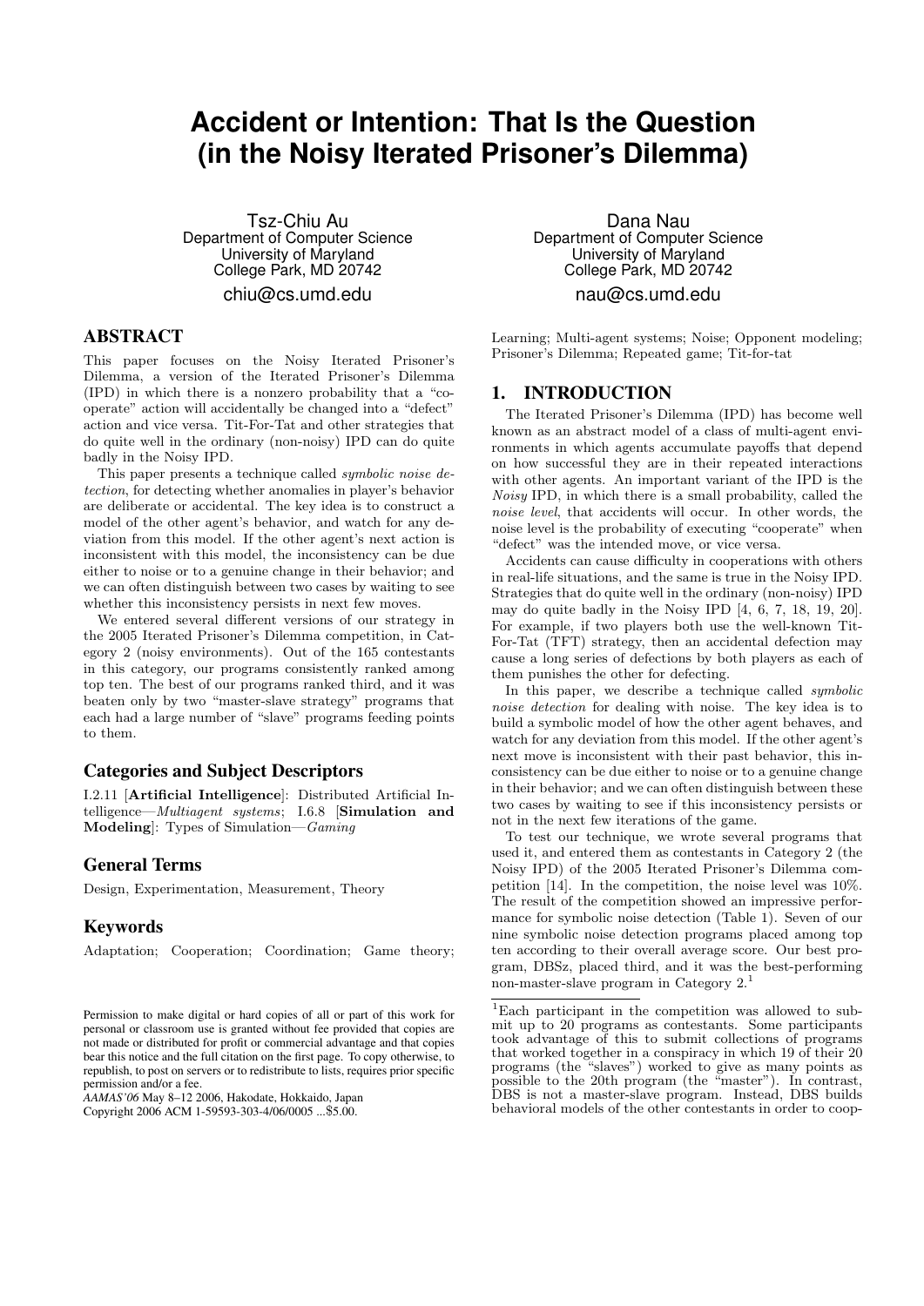# Accident or Intention: That Is the Question (in the Noisy Iterated Prisoner's Dilemma)

Tsz-Chiu Au
Department of Computer Science
University of Maryland
College Park, MD 20742
chiu@cs.umd.edu

Dana Nau
Department of Computer Science
University of Maryland
College Park, MD 20742
nau@cs.umd.edu

## ABSTRACT

This paper focuses on the Noisy Iterated Prisoner's Dilemma, a version of the Iterated Prisoner's Dilemma (IPD) in which there is a nonzero probability that a "cooperate" action will accidentally be changed into a "defect" action and vice versa. Tit-For-Tat and other strategies that do quite well in the ordinary (non-noisy) IPD can do quite badly in the Noisy IPD.

This paper presents a technique called *symbolic noise detection*, for detecting whether anomalies in player's behavior are deliberate or accidental. The key idea is to construct a model of the other agent's behavior, and watch for any deviation from this model. If the other agent's next action is inconsistent with this model, the inconsistency can be due either to noise or to a genuine change in their behavior; and we can often distinguish between two cases by waiting to see whether this inconsistency persists in next few moves.

We entered several different versions of our strategy in the 2005 Iterated Prisoner's Dilemma competition, in Category 2 (noisy environments). Out of the 165 contestants in this category, our programs consistently ranked among top ten. The best of our programs ranked third, and it was beaten only by two "master-slave strategy" programs that each had a large number of "slave" programs feeding points to them.

### Categories and Subject Descriptors

I.2.11 [**Artificial Intelligence**]: Distributed Artificial Intelligence—*Multiagent systems*; I.6.8 [**Simulation and Modeling**]: Types of Simulation—*Gaming*

### General Terms

Design, Experimentation, Measurement, Theory

### Keywords

Adaptation; Cooperation; Coordination; Game theory; Learning; Multi-agent systems; Noise; Opponent modeling; Prisoner's Dilemma; Repeated game; Tit-for-tat

Permission to make digital or hard copies of all or part of this work for personal or classroom use is granted without fee provided that copies are not made or distributed for profit or commercial advantage and that copies bear this notice and the full citation on the first page. To copy otherwise, to republish, to post on servers or to redistribute to lists, requires prior specific permission and/or a fee.
*AAMAS'06* May 8–12 2006, Hakodate, Hokkaido, Japan
Copyright 2006 ACM 1-59593-303-4/06/0005 ...$5.00.

## 1. INTRODUCTION

The Iterated Prisoner's Dilemma (IPD) has become well known as an abstract model of a class of multi-agent environments in which agents accumulate payoffs that depend on how successful they are in their repeated interactions with other agents. An important variant of the IPD is the *Noisy* IPD, in which there is a small probability, called the *noise level*, that accidents will occur. In other words, the noise level is the probability of executing "cooperate" when "defect" was the intended move, or vice versa.

Accidents can cause difficulty in cooperations with others in real-life situations, and the same is true in the Noisy IPD. Strategies that do quite well in the ordinary (non-noisy) IPD may do quite badly in the Noisy IPD [4, 6, 7, 18, 19, 20]. For example, if two players both use the well-known Tit-For-Tat (TFT) strategy, then an accidental defection may cause a long series of defections by both players as each of them punishes the other for defecting.

In this paper, we describe a technique called *symbolic noise detection* for dealing with noise. The key idea is to build a symbolic model of how the other agent behaves, and watch for any deviation from this model. If the other agent's next move is inconsistent with their past behavior, this inconsistency can be due either to noise or to a genuine change in their behavior; and we can often distinguish between these two cases by waiting to see if this inconsistency persists or not in the next few iterations of the game.

To test our technique, we wrote several programs that used it, and entered them as contestants in Category 2 (the Noisy IPD) of the 2005 Iterated Prisoner's Dilemma competition [14]. In the competition, the noise level was 10%. The result of the competition showed an impressive performance for symbolic noise detection (Table 1). Seven of our nine symbolic noise detection programs placed among top ten according to their overall average score. Our best program, DBSz, placed third, and it was the best-performing non-master-slave program in Category 2.[1]

[1] Each participant in the competition was allowed to submit up to 20 programs as contestants. Some participants took advantage of this to submit collections of programs that worked together in a conspiracy in which 19 of their 20 programs (the "slaves") worked to give as many points as possible to the 20th program (the "master"). In contrast, DBS is not a master-slave program. Instead, DBS builds behavioral models of the other contestants in order to coop-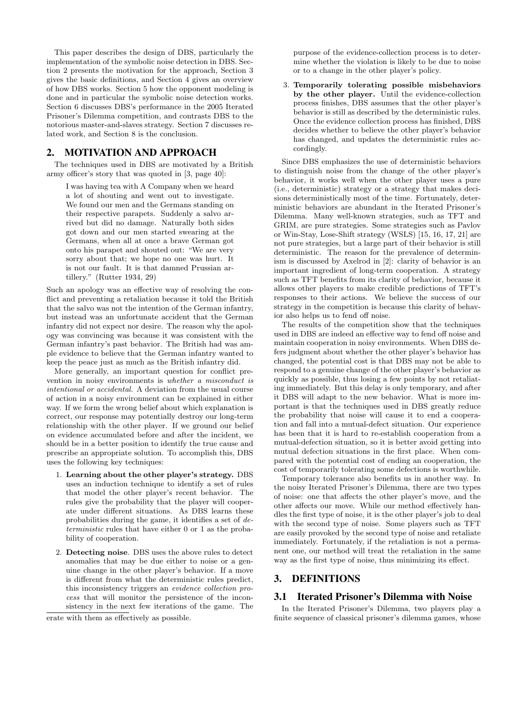This paper describes the design of DBS, particularly the implementation of the symbolic noise detection in DBS. Section 2 presents the motivation for the approach, Section 3 gives the basic definitions, and Section 4 gives an overview of how DBS works. Section 5 how the opponent modeling is done and in particular the symbolic noise detection works. Section 6 discusses DBS's performance in the 2005 Iterated Prisoner's Dilemma competition, and contrasts DBS to the notorious master-and-slaves strategy. Section 7 discusses related work, and Section 8 is the conclusion.

## 2. MOTIVATION AND APPROACH

The techniques used in DBS are motivated by a British army officer's story that was quoted in [3, page 40]:

> I was having tea with A Company when we heard a lot of shouting and went out to investigate. We found our men and the Germans standing on their respective parapets. Suddenly a salvo arrived but did no damage. Naturally both sides got down and our men started swearing at the Germans, when all at once a brave German got onto his parapet and shouted out: "We are very sorry about that; we hope no one was hurt. It is not our fault. It is that damned Prussian artillery." (Rutter 1934, 29)

Such an apology was an effective way of resolving the conflict and preventing a retaliation because it told the British that the salvo was not the intention of the German infantry, but instead was an unfortunate accident that the German infantry did not expect nor desire. The reason why the apology was convincing was because it was consistent with the German infantry's past behavior. The British had was ample evidence to believe that the German infantry wanted to keep the peace just as much as the British infantry did.

More generally, an important question for conflict prevention in noisy environments is *whether a misconduct is intentional or accidental*. A deviation from the usual course of action in a noisy environment can be explained in either way. If we form the wrong belief about which explanation is correct, our response may potentially destroy our long-term relationship with the other player. If we ground our belief on evidence accumulated before and after the incident, we should be in a better position to identify the true cause and prescribe an appropriate solution. To accomplish this, DBS uses the following key techniques:

1. **Learning about the other player's strategy.** DBS uses an induction technique to identify a set of rules that model the other player's recent behavior. The rules give the probability that the player will cooperate under different situations. As DBS learns these probabilities during the game, it identifies a set of *deterministic* rules that have either 0 or 1 as the probability of cooperation.

2. **Detecting noise**. DBS uses the above rules to detect anomalies that may be due either to noise or a genuine change in the other player's behavior. If a move is different from what the deterministic rules predict, this inconsistency triggers an *evidence collection process* that will monitor the persistence of the inconsistency in the next few iterations of the game. The purpose of the evidence-collection process is to determine whether the violation is likely to be due to noise or to a change in the other player's policy.

3. **Temporarily tolerating possible misbehaviors by the other player.** Until the evidence-collection process finishes, DBS assumes that the other player's behavior is still as described by the deterministic rules. Once the evidence collection process has finished, DBS decides whether to believe the other player's behavior has changed, and updates the deterministic rules accordingly.

erate with them as effectively as possible.

Since DBS emphasizes the use of deterministic behaviors to distinguish noise from the change of the other player's behavior, it works well when the other player uses a pure (i.e., deterministic) strategy or a strategy that makes decisions deterministically most of the time. Fortunately, deterministic behaviors are abundant in the Iterated Prisoner's Dilemma. Many well-known strategies, such as TFT and GRIM, are pure strategies. Some strategies such as Pavlov or Win-Stay, Lose-Shift strategy (WSLS) [15, 16, 17, 21] are not pure strategies, but a large part of their behavior is still deterministic. The reason for the prevalence of determinism is discussed by Axelrod in [2]: clarity of behavior is an important ingredient of long-term cooperation. A strategy such as TFT benefits from its clarity of behavior, because it allows other players to make credible predictions of TFT's responses to their actions. We believe the success of our strategy in the competition is because this clarity of behavior also helps us to fend off noise.

The results of the competition show that the techniques used in DBS are indeed an effective way to fend off noise and maintain cooperation in noisy environments. When DBS defers judgment about whether the other player's behavior has changed, the potential cost is that DBS may not be able to respond to a genuine change of the other player's behavior as quickly as possible, thus losing a few points by not retaliating immediately. But this delay is only temporary, and after it DBS will adapt to the new behavior. What is more important is that the techniques used in DBS greatly reduce the probability that noise will cause it to end a cooperation and fall into a mutual-defect situation. Our experience has been that it is hard to re-establish cooperation from a mutual-defection situation, so it is better avoid getting into mutual defection situations in the first place. When compared with the potential cost of ending an cooperation, the cost of temporarily tolerating some defections is worthwhile.

Temporary tolerance also benefits us in another way. In the noisy Iterated Prisoner's Dilemma, there are two types of noise: one that affects the other player's move, and the other affects our move. While our method effectively handles the first type of noise, it is the other player's job to deal with the second type of noise. Some players such as TFT are easily provoked by the second type of noise and retaliate immediately. Fortunately, if the retaliation is not a permanent one, our method will treat the retaliation in the same way as the first type of noise, thus minimizing its effect.

## 3. DEFINITIONS

### 3.1 Iterated Prisoner's Dilemma with Noise

In the Iterated Prisoner's Dilemma, two players play a finite sequence of classical prisoner's dilemma games, whose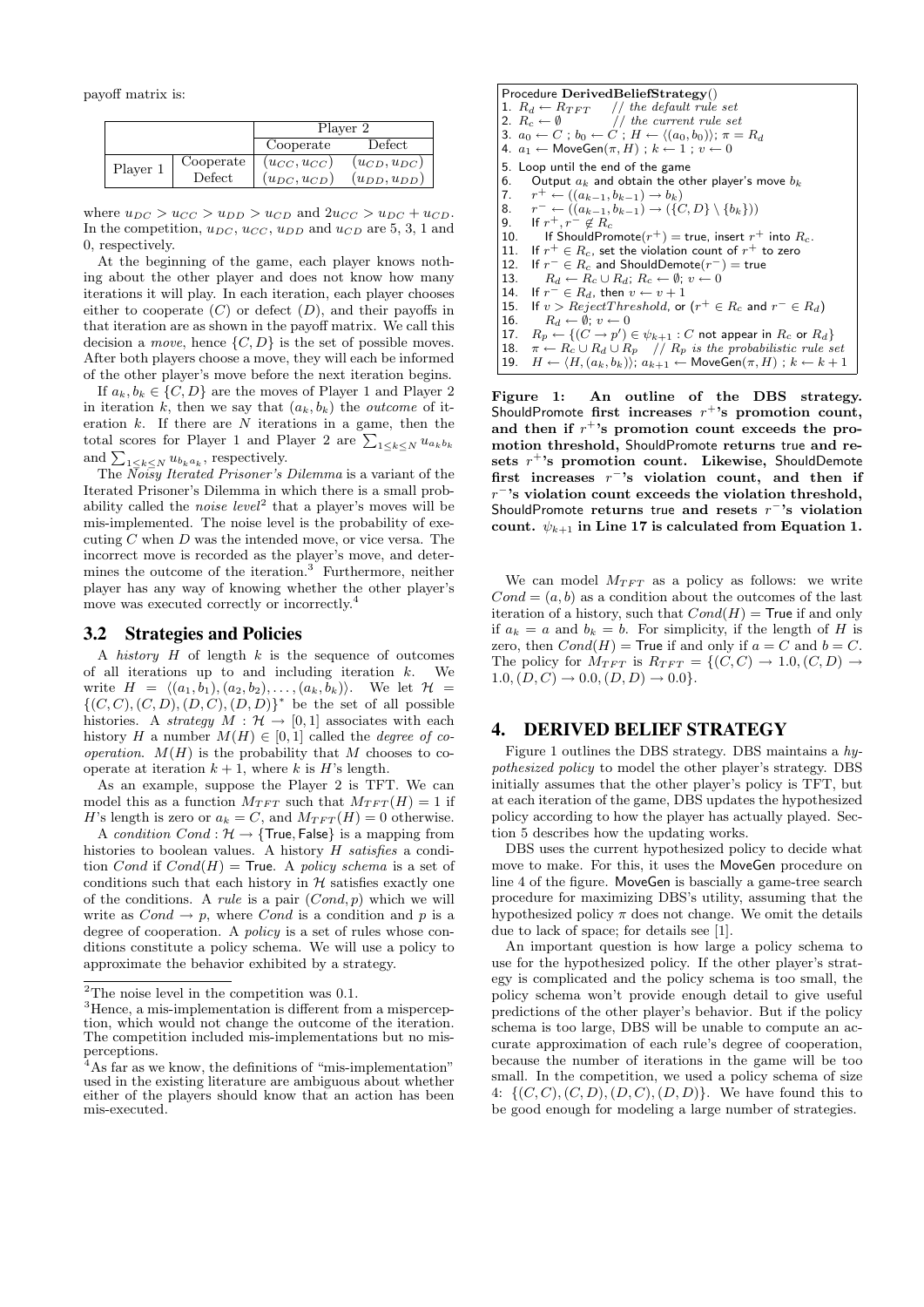payoff matrix is:

| | | Player 2 | |
|---|---|---|---|
| | | Cooperate | Defect |
| Player 1 | Cooperate | $(u_{CC}, u_{CC})$ | $(u_{CD}, u_{DC})$ |
| | Defect | $(u_{DC}, u_{CD})$ | $(u_{DD}, u_{DD})$ |

where $u_{DC} > u_{CC} > u_{DD} > u_{CD}$ and $2u_{CC} > u_{DC} + u_{CD}$. In the competition, $u_{DC}$, $u_{CC}$, $u_{DD}$ and $u_{CD}$ are 5, 3, 1 and 0, respectively.

At the beginning of the game, each player knows nothing about the other player and does not know how many iterations it will play. In each iteration, each player chooses either to cooperate ($C$) or defect ($D$), and their payoffs in that iteration are as shown in the payoff matrix. We call this decision a *move*, hence $\{C, D\}$ is the set of possible moves. After both players choose a move, they will each be informed of the other player's move before the next iteration begins.

If $a_k, b_k \in \{C, D\}$ are the moves of Player 1 and Player 2 in iteration $k$, then we say that $(a_k, b_k)$ the *outcome* of iteration $k$. If there are $N$ iterations in a game, then the total scores for Player 1 and Player 2 are $\sum_{1 \le k \le N} u_{a_k b_k}$ and $\sum_{1 \le k \le N} u_{b_k a_k}$, respectively.

The *Noisy Iterated Prisoner's Dilemma* is a variant of the Iterated Prisoner's Dilemma in which there is a small probability called the *noise level*[2] that a player's moves will be mis-implemented. The noise level is the probability of executing $C$ when $D$ was the intended move, or vice versa. The incorrect move is recorded as the player's move, and determines the outcome of the iteration.[3] Furthermore, neither player has any way of knowing whether the other player's move was executed correctly or incorrectly.[4]

## 3.2 Strategies and Policies

A *history* $H$ of length $k$ is the sequence of outcomes of all iterations up to and including iteration $k$. We write $H = \langle (a_1, b_1), (a_2, b_2), \ldots, (a_k, b_k) \rangle$. We let $\mathcal{H} = \{(C,C), (C,D), (D,C), (D,D)\}^*$ be the set of all possible histories. A *strategy* $M : \mathcal{H} \to [0, 1]$ associates with each history $H$ a number $M(H) \in [0, 1]$ called the *degree of cooperation*. $M(H)$ is the probability that $M$ chooses to cooperate at iteration $k + 1$, where $k$ is $H$'s length.

As an example, suppose the Player 2 is TFT. We can model this as a function $M_{TFT}$ such that $M_{TFT}(H) = 1$ if $H$'s length is zero or $a_k = C$, and $M_{TFT}(H) = 0$ otherwise.

A *condition* $Cond : \mathcal{H} \to \{\mathsf{True}, \mathsf{False}\}$ is a mapping from histories to boolean values. A history $H$ *satisfies* a condition $Cond$ if $Cond(H) = \mathsf{True}$. A *policy schema* is a set of conditions such that each history in $\mathcal{H}$ satisfies exactly one of the conditions. A *rule* is a pair $(Cond, p)$ which we will write as $Cond \to p$, where $Cond$ is a condition and $p$ is a degree of cooperation. A *policy* is a set of rules whose conditions constitute a policy schema. We will use a policy to approximate the behavior exhibited by a strategy.

We can model $M_{TFT}$ as a policy as follows: we write $Cond = (a, b)$ as a condition about the outcomes of the last iteration of a history, such that $Cond(H) = \mathsf{True}$ if and only if $a_k = a$ and $b_k = b$. For simplicity, if the length of $H$ is zero, then $Cond(H) = \mathsf{True}$ if and only if $a = C$ and $b = C$. The policy for $M_{TFT}$ is $R_{TFT} = \{(C,C) \to 1.0, (C,D) \to 1.0, (D,C) \to 0.0, (D,D) \to 0.0\}$.

```
Procedure DerivedBeliefStrategy()
1. R_d ← R_TFT    // the default rule set
2. R_c ← ∅        // the current rule set
3. a_0 ← C ; b_0 ← C ; H ← ⟨(a_0, b_0)⟩; π = R_d
4. a_1 ← MoveGen(π, H) ; k ← 1 ; v ← 0
5. Loop until the end of the game
6.    Output a_k and obtain the other player's move b_k
7.    r+ ← ((a_{k−1}, b_{k−1}) → b_k)
8.    r− ← ((a_{k−1}, b_{k−1}) → ({C, D} \ {b_k}))
9.    If r+, r− ∉ R_c
10.      If ShouldPromote(r+) = true, insert r+ into R_c.
11.   If r+ ∈ R_c, set the violation count of r+ to zero
12.   If r− ∈ R_c and ShouldDemote(r−) = true
13.      R_d ← R_c ∪ R_d; R_c ← ∅; v ← 0
14.   If r− ∈ R_d, then v ← v + 1
15.   If v > RejectThreshold, or (r+ ∈ R_c and r− ∈ R_d)
16.      R_d ← ∅; v ← 0
17.   R_p ← {(C → p′) ∈ ψ_{k+1} : C not appear in R_c or R_d}
18.   π ← R_c ∪ R_d ∪ R_p   // R_p is the probabilistic rule set
19.   H ← ⟨H, (a_k, b_k)⟩; a_{k+1} ← MoveGen(π, H) ; k ← k + 1
```

**Figure 1: An outline of the DBS strategy. ShouldPromote first increases $r^+$'s promotion count, and then if $r^+$'s promotion count exceeds the promotion threshold, ShouldPromote returns true and resets $r^+$'s promotion count. Likewise, ShouldDemote first increases $r^-$'s violation count, and then if $r^-$'s violation count exceeds the violation threshold, ShouldPromote returns true and resets $r^-$'s violation count. $\psi_{k+1}$ in Line 17 is calculated from Equation 1.**

# 4. DERIVED BELIEF STRATEGY

Figure 1 outlines the DBS strategy. DBS maintains a *hypothesized policy* to model the other player's strategy. DBS initially assumes that the other player's policy is TFT, but at each iteration of the game, DBS updates the hypothesized policy according to how the player has actually played. Section 5 describes how the updating works.

DBS uses the current hypothesized policy to decide what move to make. For this, it uses the MoveGen procedure on line 4 of the figure. MoveGen is bascially a game-tree search procedure for maximizing DBS's utility, assuming that the hypothesized policy $\pi$ does not change. We omit the details due to lack of space; for details see [1].

An important question is how large a policy schema to use for the hypothesized policy. If the other player's strategy is complicated and the policy schema is too small, the policy schema won't provide enough detail to give useful predictions of the other player's behavior. But if the policy schema is too large, DBS will be unable to compute an accurate approximation of each rule's degree of cooperation, because the number of iterations in the game will be too small. In the competition, we used a policy schema of size 4: $\{(C,C), (C,D), (D,C), (D,D)\}$. We have found this to be good enough for modeling a large number of strategies.

---

[2] The noise level in the competition was 0.1.

[3] Hence, a mis-implementation is different from a misperception, which would not change the outcome of the iteration. The competition included mis-implementations but no misperceptions.

[4] As far as we know, the definitions of "mis-implementation" used in the existing literature are ambiguous about whether either of the players should know that an action has been mis-executed.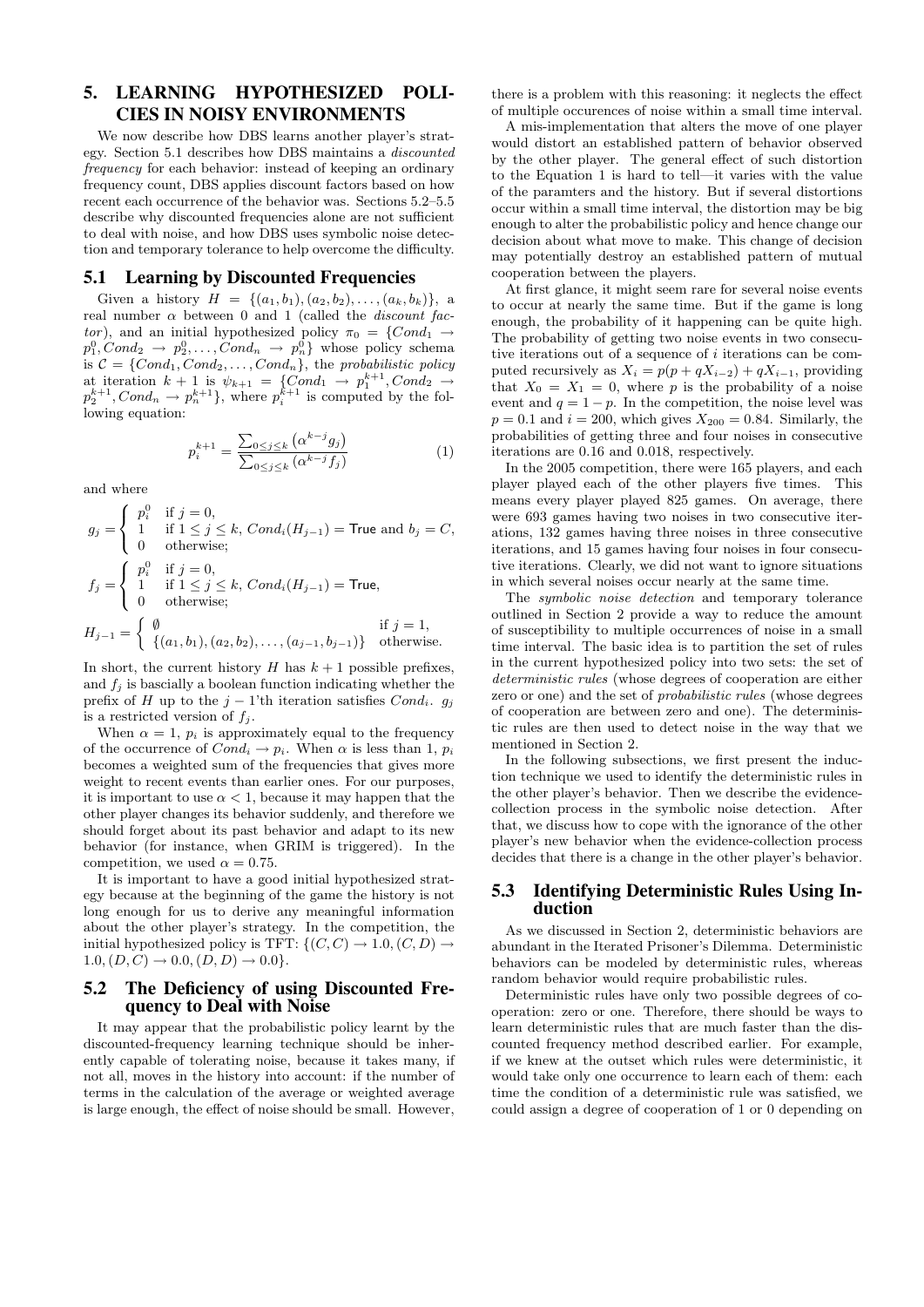## 5. LEARNING HYPOTHESIZED POLICIES IN NOISY ENVIRONMENTS

We now describe how DBS learns another player's strategy. Section 5.1 describes how DBS maintains a *discounted frequency* for each behavior: instead of keeping an ordinary frequency count, DBS applies discount factors based on how recent each occurrence of the behavior was. Sections 5.2–5.5 describe why discounted frequencies alone are not sufficient to deal with noise, and how DBS uses symbolic noise detection and temporary tolerance to help overcome the difficulty.

### 5.1 Learning by Discounted Frequencies

Given a history $H = \{(a_1, b_1), (a_2, b_2), \ldots, (a_k, b_k)\}$, a real number $\alpha$ between 0 and 1 (called the *discount factor*), and an initial hypothesized policy $\pi_0 = \{Cond_1 \to p_1^0, Cond_2 \to p_2^0, \ldots, Cond_n \to p_n^0\}$ whose policy schema is $\mathcal{C} = \{Cond_1, Cond_2, \ldots, Cond_n\}$, the *probabilistic policy* at iteration $k+1$ is $\psi_{k+1} = \{Cond_1 \to p_1^{k+1}, Cond_2 \to p_2^{k+1}, Cond_n \to p_n^{k+1}\}$, where $p_i^{k+1}$ is computed by the following equation:

$$p_i^{k+1} = \frac{\sum_{0 \le j \le k} \left(\alpha^{k-j} g_j\right)}{\sum_{0 \le j \le k} \left(\alpha^{k-j} f_j\right)} \tag{1}$$

and where

$$g_j = \begin{cases} p_i^0 & \text{if } j = 0, \\ 1 & \text{if } 1 \le j \le k,\ Cond_i(H_{j-1}) = \mathsf{True} \text{ and } b_j = C, \\ 0 & \text{otherwise;} \end{cases}$$

$$f_j = \begin{cases} p_i^0 & \text{if } j = 0, \\ 1 & \text{if } 1 \le j \le k,\ Cond_i(H_{j-1}) = \mathsf{True}, \\ 0 & \text{otherwise;} \end{cases}$$

$$H_{j-1} = \begin{cases} \emptyset & \text{if } j = 1, \\ \{(a_1, b_1), (a_2, b_2), \ldots, (a_{j-1}, b_{j-1})\} & \text{otherwise.} \end{cases}$$

In short, the current history $H$ has $k+1$ possible prefixes, and $f_j$ is bascially a boolean function indicating whether the prefix of $H$ up to the $j-1$'th iteration satisfies $Cond_i$. $g_j$ is a restricted version of $f_j$.

When $\alpha = 1$, $p_i$ is approximately equal to the frequency of the occurrence of $Cond_i \to p_i$. When $\alpha$ is less than 1, $p_i$ becomes a weighted sum of the frequencies that gives more weight to recent events than earlier ones. For our purposes, it is important to use $\alpha < 1$, because it may happen that the other player changes its behavior suddenly, and therefore we should forget about its past behavior and adapt to its new behavior (for instance, when GRIM is triggered). In the competition, we used $\alpha = 0.75$.

It is important to have a good initial hypothesized strategy because at the beginning of the game the history is not long enough for us to derive any meaningful information about the other player's strategy. In the competition, the initial hypothesized policy is TFT: $\{(C, C) \to 1.0, (C, D) \to 1.0, (D, C) \to 0.0, (D, D) \to 0.0\}$.

### 5.2 The Deficiency of using Discounted Frequency to Deal with Noise

It may appear that the probabilistic policy learnt by the discounted-frequency learning technique should be inherently capable of tolerating noise, because it takes many, if not all, moves in the history into account: if the number of terms in the calculation of the average or weighted average is large enough, the effect of noise should be small. However, there is a problem with this reasoning: it neglects the effect of multiple occurences of noise within a small time interval.

A mis-implementation that alters the move of one player would distort an established pattern of behavior observed by the other player. The general effect of such distortion to the Equation 1 is hard to tell—it varies with the value of the paramters and the history. But if several distortions occur within a small time interval, the distortion may be big enough to alter the probabilistic policy and hence change our decision about what move to make. This change of decision may potentially destroy an established pattern of mutual cooperation between the players.

At first glance, it might seem rare for several noise events to occur at nearly the same time. But if the game is long enough, the probability of it happening can be quite high. The probability of getting two noise events in two consecutive iterations out of a sequence of $i$ iterations can be computed recursively as $X_i = p(p + qX_{i-2}) + qX_{i-1}$, providing that $X_0 = X_1 = 0$, where $p$ is the probability of a noise event and $q = 1 - p$. In the competition, the noise level was $p = 0.1$ and $i = 200$, which gives $X_{200} = 0.84$. Similarly, the probabilities of getting three and four noises in consecutive iterations are 0.16 and 0.018, respectively.

In the 2005 competition, there were 165 players, and each player played each of the other players five times. This means every player played 825 games. On average, there were 693 games having two noises in two consecutive iterations, 132 games having three noises in three consecutive iterations, and 15 games having four noises in four consecutive iterations. Clearly, we did not want to ignore situations in which several noises occur nearly at the same time.

The *symbolic noise detection* and temporary tolerance outlined in Section 2 provide a way to reduce the amount of susceptibility to multiple occurrences of noise in a small time interval. The basic idea is to partition the set of rules in the current hypothesized policy into two sets: the set of *deterministic rules* (whose degrees of cooperation are either zero or one) and the set of *probabilistic rules* (whose degrees of cooperation are between zero and one). The deterministic rules are then used to detect noise in the way that we mentioned in Section 2.

In the following subsections, we first present the induction technique we used to identify the deterministic rules in the other player's behavior. Then we describe the evidence-collection process in the symbolic noise detection. After that, we discuss how to cope with the ignorance of the other player's new behavior when the evidence-collection process decides that there is a change in the other player's behavior.

### 5.3 Identifying Deterministic Rules Using Induction

As we discussed in Section 2, deterministic behaviors are abundant in the Iterated Prisoner's Dilemma. Deterministic behaviors can be modeled by deterministic rules, whereas random behavior would require probabilistic rules.

Deterministic rules have only two possible degrees of cooperation: zero or one. Therefore, there should be ways to learn deterministic rules that are much faster than the discounted frequency method described earlier. For example, if we knew at the outset which rules were deterministic, it would take only one occurrence to learn each of them: each time the condition of a deterministic rule was satisfied, we could assign a degree of cooperation of 1 or 0 depending on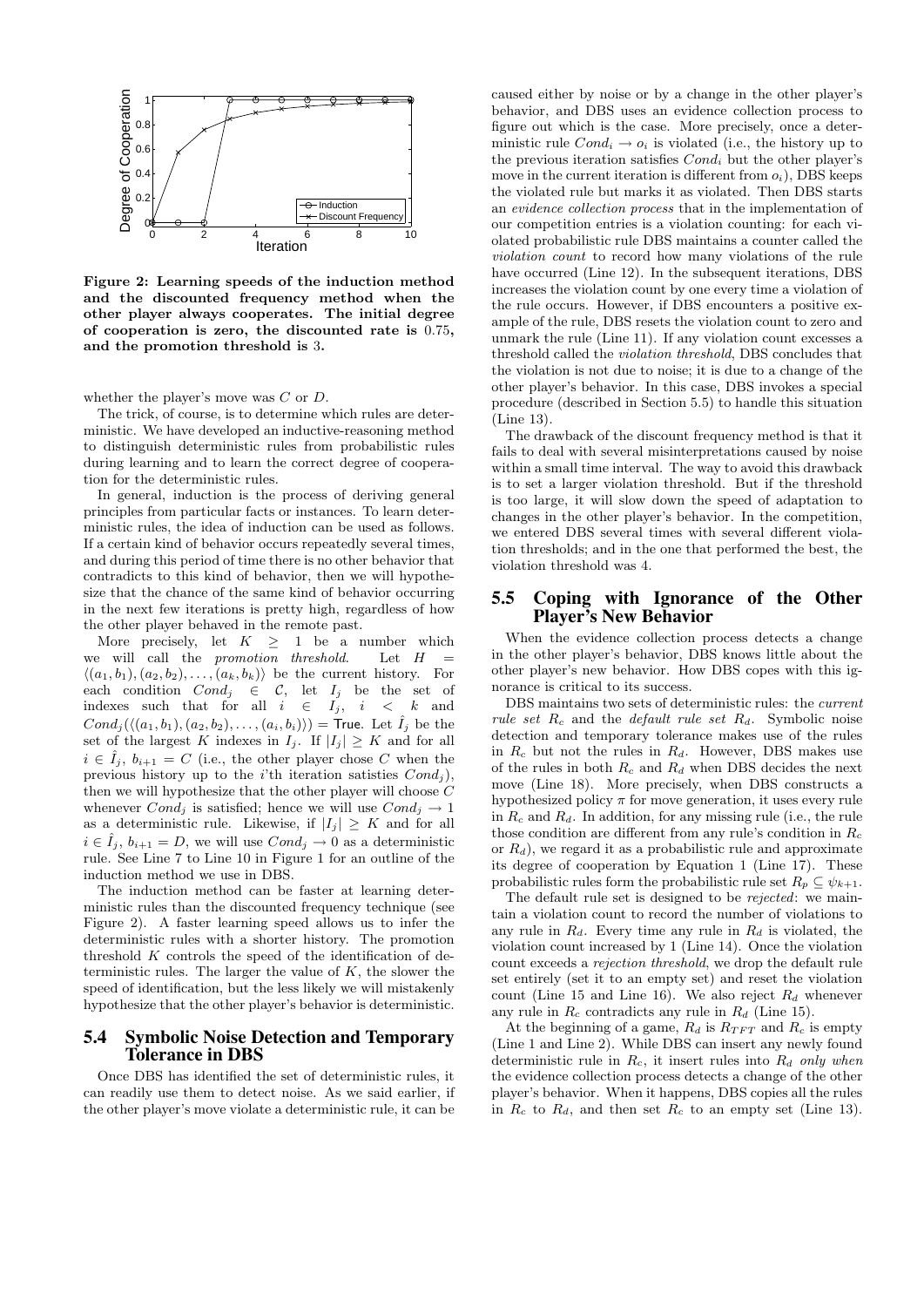**Figure 2: Learning speeds of the induction method and the discounted frequency method when the other player always cooperates. The initial degree of cooperation is zero, the discounted rate is 0.75, and the promotion threshold is 3.**

whether the player's move was $C$ or $D$.

The trick, of course, is to determine which rules are deterministic. We have developed an inductive-reasoning method to distinguish deterministic rules from probabilistic rules during learning and to learn the correct degree of cooperation for the deterministic rules.

In general, induction is the process of deriving general principles from particular facts or instances. To learn deterministic rules, the idea of induction can be used as follows. If a certain kind of behavior occurs repeatedly several times, and during this period of time there is no other behavior that contradicts to this kind of behavior, then we will hypothesize that the chance of the same kind of behavior occurring in the next few iterations is pretty high, regardless of how the other player behaved in the remote past.

More precisely, let $K \geq 1$ be a number which we will call the *promotion threshold*. Let $H = \langle (a_1, b_1), (a_2, b_2), \ldots, (a_k, b_k) \rangle$ be the current history. For each condition $Cond_j \in \mathcal{C}$, let $I_j$ be the set of indexes such that for all $i \in I_j$, $i < k$ and $Cond_j(\langle (a_1, b_1), (a_2, b_2), \ldots, (a_i, b_i) \rangle) = \mathsf{True}$. Let $\hat{I}_j$ be the set of the largest $K$ indexes in $I_j$. If $|I_j| \geq K$ and for all $i \in \hat{I}_j$, $b_{i+1} = C$ (i.e., the other player chose $C$ when the previous history up to the $i$'th iteration satisties $Cond_j$), then we will hypothesize that the other player will choose $C$ whenever $Cond_j$ is satisfied; hence we will use $Cond_j \rightarrow 1$ as a deterministic rule. Likewise, if $|I_j| \geq K$ and for all $i \in \hat{I}_j$, $b_{i+1} = D$, we will use $Cond_j \rightarrow 0$ as a deterministic rule. See Line 7 to Line 10 in Figure 1 for an outline of the induction method we use in DBS.

The induction method can be faster at learning deterministic rules than the discounted frequency technique (see Figure 2). A faster learning speed allows us to infer the deterministic rules with a shorter history. The promotion threshold $K$ controls the speed of the identification of deterministic rules. The larger the value of $K$, the slower the speed of identification, but the less likely we will mistakenly hypothesize that the other player's behavior is deterministic.

## 5.4 Symbolic Noise Detection and Temporary Tolerance in DBS

Once DBS has identified the set of deterministic rules, it can readily use them to detect noise. As we said earlier, if the other player's move violate a deterministic rule, it can be caused either by noise or by a change in the other player's behavior, and DBS uses an evidence collection process to figure out which is the case. More precisely, once a deterministic rule $Cond_i \rightarrow o_i$ is violated (i.e., the history up to the previous iteration satisfies $Cond_i$ but the other player's move in the current iteration is different from $o_i$), DBS keeps the violated rule but marks it as violated. Then DBS starts an *evidence collection process* that in the implementation of our competition entries is a violation counting: for each violated probabilistic rule DBS maintains a counter called the *violation count* to record how many violations of the rule have occurred (Line 12). In the subsequent iterations, DBS increases the violation count by one every time a violation of the rule occurs. However, if DBS encounters a positive example of the rule, DBS resets the violation count to zero and unmark the rule (Line 11). If any violation count excesses a threshold called the *violation threshold*, DBS concludes that the violation is not due to noise; it is due to a change of the other player's behavior. In this case, DBS invokes a special procedure (described in Section 5.5) to handle this situation (Line 13).

The drawback of the discount frequency method is that it fails to deal with several misinterpretations caused by noise within a small time interval. The way to avoid this drawback is to set a larger violation threshold. But if the threshold is too large, it will slow down the speed of adaptation to changes in the other player's behavior. In the competition, we entered DBS several times with several different violation thresholds; and in the one that performed the best, the violation threshold was 4.

## 5.5 Coping with Ignorance of the Other Player's New Behavior

When the evidence collection process detects a change in the other player's behavior, DBS knows little about the other player's new behavior. How DBS copes with this ignorance is critical to its success.

DBS maintains two sets of deterministic rules: the *current rule set* $R_c$ and the *default rule set* $R_d$. Symbolic noise detection and temporary tolerance makes use of the rules in $R_c$ but not the rules in $R_d$. However, DBS makes use of the rules in both $R_c$ and $R_d$ when DBS decides the next move (Line 18). More precisely, when DBS constructs a hypothesized policy $\pi$ for move generation, it uses every rule in $R_c$ and $R_d$. In addition, for any missing rule (i.e., the rule those condition are different from any rule's condition in $R_c$ or $R_d$), we regard it as a probabilistic rule and approximate its degree of cooperation by Equation 1 (Line 17). These probabilistic rules form the probabilistic rule set $R_p \subseteq \psi_{k+1}$.

The default rule set is designed to be *rejected*: we maintain a violation count to record the number of violations to any rule in $R_d$. Every time any rule in $R_d$ is violated, the violation count increased by 1 (Line 14). Once the violation count exceeds a *rejection threshold*, we drop the default rule set entirely (set it to an empty set) and reset the violation count (Line 15 and Line 16). We also reject $R_d$ whenever any rule in $R_c$ contradicts any rule in $R_d$ (Line 15).

At the beginning of a game, $R_d$ is $R_{TFT}$ and $R_c$ is empty (Line 1 and Line 2). While DBS can insert any newly found deterministic rule in $R_c$, it insert rules into $R_d$ *only when* the evidence collection process detects a change of the other player's behavior. When it happens, DBS copies all the rules in $R_c$ to $R_d$, and then set $R_c$ to an empty set (Line 13).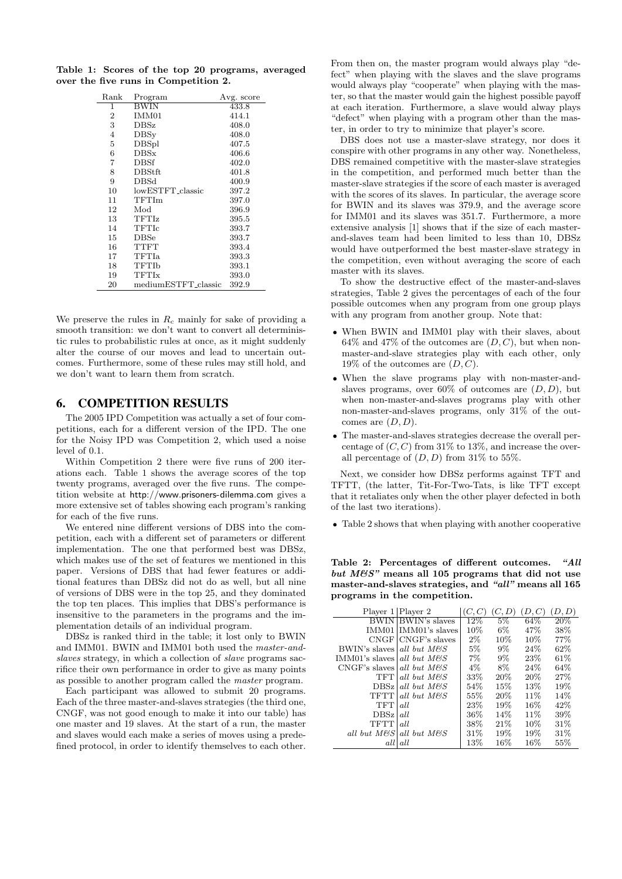Table 1: Scores of the top 20 programs, averaged over the five runs in Competition 2.

| Rank | Program | Avg. score |
|---|---|---|
| 1 | BWIN | 433.8 |
| 2 | IMM01 | 414.1 |
| 3 | DBSz | 408.0 |
| 4 | DBSy | 408.0 |
| 5 | DBSpl | 407.5 |
| 6 | DBSx | 406.6 |
| 7 | DBSf | 402.0 |
| 8 | DBStft | 401.8 |
| 9 | DBSd | 400.9 |
| 10 | lowESTFT_classic | 397.2 |
| 11 | TFTIm | 397.0 |
| 12 | Mod | 396.9 |
| 13 | TFTIz | 395.5 |
| 14 | TFTIc | 393.7 |
| 15 | DBSe | 393.7 |
| 16 | TTFT | 393.4 |
| 17 | TFTIa | 393.3 |
| 18 | TFTIb | 393.1 |
| 19 | TFTIx | 393.0 |
| 20 | mediumESTFT_classic | 392.9 |

We preserve the rules in $R_c$ mainly for sake of providing a smooth transition: we don't want to convert all deterministic rules to probabilistic rules at once, as it might suddenly alter the course of our moves and lead to uncertain outcomes. Furthermore, some of these rules may still hold, and we don't want to learn them from scratch.

## 6. COMPETITION RESULTS

The 2005 IPD Competition was actually a set of four competitions, each for a different version of the IPD. The one for the Noisy IPD was Competition 2, which used a noise level of 0.1.

Within Competition 2 there were five runs of 200 iterations each. Table 1 shows the average scores of the top twenty programs, averaged over the five runs. The competition website at http://www.prisoners-dilemma.com gives a more extensive set of tables showing each program's ranking for each of the five runs.

We entered nine different versions of DBS into the competition, each with a different set of parameters or different implementation. The one that performed best was DBSz, which makes use of the set of features we mentioned in this paper. Versions of DBS that had fewer features or additional features than DBSz did not do as well, but all nine of versions of DBS were in the top 25, and they dominated the top ten places. This implies that DBS's performance is insensitive to the parameters in the programs and the implementation details of an individual program.

DBSz is ranked third in the table; it lost only to BWIN and IMM01. BWIN and IMM01 both used the *master-and-slaves* strategy, in which a collection of *slave* programs sacrifice their own performance in order to give as many points as possible to another program called the *master* program.

Each participant was allowed to submit 20 programs. Each of the three master-and-slaves strategies (the third one, CNGF, was not good enough to make it into our table) has one master and 19 slaves. At the start of a run, the master and slaves would each make a series of moves using a predefined protocol, in order to identify themselves to each other. From then on, the master program would always play "defect" when playing with the slaves and the slave programs would always play "cooperate" when playing with the master, so that the master would gain the highest possible payoff at each iteration. Furthermore, a slave would alway plays "defect" when playing with a program other than the master, in order to try to minimize that player's score.

DBS does not use a master-slave strategy, nor does it conspire with other programs in any other way. Nonetheless, DBS remained competitive with the master-slave strategies in the competition, and performed much better than the master-slave strategies if the score of each master is averaged with the scores of its slaves. In particular, the average score for BWIN and its slaves was 379.9, and the average score for IMM01 and its slaves was 351.7. Furthermore, a more extensive analysis [1] shows that if the size of each master-and-slaves team had been limited to less than 10, DBSz would have outperformed the best master-slave strategy in the competition, even without averaging the score of each master with its slaves.

To show the destructive effect of the master-and-slaves strategies, Table 2 gives the percentages of each of the four possible outcomes when any program from one group plays with any program from another group. Note that:

- When BWIN and IMM01 play with their slaves, about 64% and 47% of the outcomes are $(D, C)$, but when non-master-and-slave strategies play with each other, only 19% of the outcomes are $(D, C)$.
- When the slave programs play with non-master-and-slaves programs, over 60% of outcomes are $(D, D)$, but when non-master-and-slaves programs play with other non-master-and-slaves programs, only 31% of the outcomes are $(D, D)$.
- The master-and-slaves strategies decrease the overall percentage of $(C, C)$ from 31% to 13%, and increase the overall percentage of $(D, D)$ from 31% to 55%.

Next, we consider how DBSz performs against TFT and TFTT, (the latter, Tit-For-Two-Tats, is like TFT except that it retaliates only when the other player defected in both of the last two iterations).

- Table 2 shows that when playing with another cooperative

Table 2: Percentages of different outcomes. *"All but M&S"* means all 105 programs that did not use master-and-slaves strategies, and *"all"* means all 165 programs in the competition.

| Player 1 | Player 2 | $(C, C)$ | $(C, D)$ | $(D, C)$ | $(D, D)$ |
|---|---|---|---|---|---|
| BWIN | BWIN's slaves | 12% | 5% | 64% | 20% |
| IMM01 | IMM01's slaves | 10% | 6% | 47% | 38% |
| CNGF | CNGF's slaves | 2% | 10% | 10% | 77% |
| BWIN's slaves | *all but M&S* | 5% | 9% | 24% | 62% |
| IMM01's slaves | *all but M&S* | 7% | 9% | 23% | 61% |
| CNGF's slaves | *all but M&S* | 4% | 8% | 24% | 64% |
| TFT | *all but M&S* | 33% | 20% | 20% | 27% |
| DBSz | *all but M&S* | 54% | 15% | 13% | 19% |
| TFTT | *all but M&S* | 55% | 20% | 11% | 14% |
| TFT | *all* | 23% | 19% | 16% | 42% |
| DBSz | *all* | 36% | 14% | 11% | 39% |
| TFTT | *all* | 38% | 21% | 10% | 31% |
| *all but M&S* | *all but M&S* | 31% | 19% | 19% | 31% |
| *all* | *all* | 13% | 16% | 16% | 55% |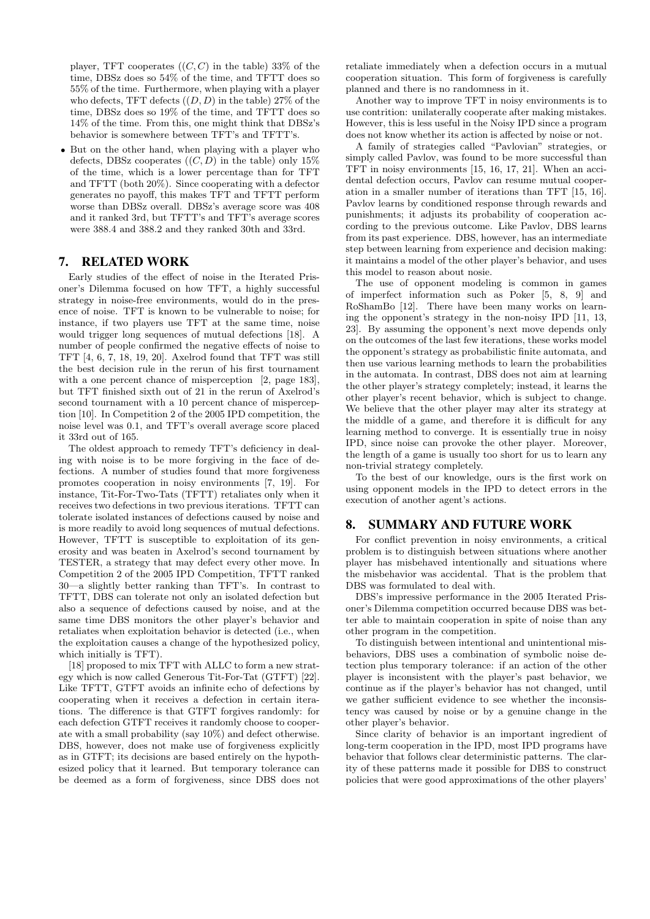player, TFT cooperates ($(C, C)$ in the table) 33% of the time, DBSz does so 54% of the time, and TFTT does so 55% of the time. Furthermore, when playing with a player who defects, TFT defects ($(D, D)$ in the table) 27% of the time, DBSz does so 19% of the time, and TFTT does so 14% of the time. From this, one might think that DBSz's behavior is somewhere between TFT's and TFTT's.

- But on the other hand, when playing with a player who defects, DBSz cooperates ($(C, D)$ in the table) only 15% of the time, which is a lower percentage than for TFT and TFTT (both 20%). Since cooperating with a defector generates no payoff, this makes TFT and TFTT perform worse than DBSz overall. DBSz's average score was 408 and it ranked 3rd, but TFTT's and TFT's average scores were 388.4 and 388.2 and they ranked 30th and 33rd.

## 7. RELATED WORK

Early studies of the effect of noise in the Iterated Prisoner's Dilemma focused on how TFT, a highly successful strategy in noise-free environments, would do in the presence of noise. TFT is known to be vulnerable to noise; for instance, if two players use TFT at the same time, noise would trigger long sequences of mutual defections [18]. A number of people confirmed the negative effects of noise to TFT [4, 6, 7, 18, 19, 20]. Axelrod found that TFT was still the best decision rule in the rerun of his first tournament with a one percent chance of misperception [2, page 183], but TFT finished sixth out of 21 in the rerun of Axelrod's second tournament with a 10 percent chance of misperception [10]. In Competition 2 of the 2005 IPD competition, the noise level was 0.1, and TFT's overall average score placed it 33rd out of 165.

The oldest approach to remedy TFT's deficiency in dealing with noise is to be more forgiving in the face of defections. A number of studies found that more forgiveness promotes cooperation in noisy environments [7, 19]. For instance, Tit-For-Two-Tats (TFTT) retaliates only when it receives two defections in two previous iterations. TFTT can tolerate isolated instances of defections caused by noise and is more readily to avoid long sequences of mutual defections. However, TFTT is susceptible to exploitation of its generosity and was beaten in Axelrod's second tournament by TESTER, a strategy that may defect every other move. In Competition 2 of the 2005 IPD Competition, TFTT ranked 30—a slightly better ranking than TFT's. In contrast to TFTT, DBS can tolerate not only an isolated defection but also a sequence of defections caused by noise, and at the same time DBS monitors the other player's behavior and retaliates when exploitation behavior is detected (i.e., when the exploitation causes a change of the hypothesized policy, which initially is TFT).

[18] proposed to mix TFT with ALLC to form a new strategy which is now called Generous Tit-For-Tat (GTFT) [22]. Like TFTT, GTFT avoids an infinite echo of defections by cooperating when it receives a defection in certain iterations. The difference is that GTFT forgives randomly: for each defection GTFT receives it randomly choose to cooperate with a small probability (say 10%) and defect otherwise. DBS, however, does not make use of forgiveness explicitly as in GTFT; its decisions are based entirely on the hypothesized policy that it learned. But temporary tolerance can be deemed as a form of forgiveness, since DBS does not retaliate immediately when a defection occurs in a mutual cooperation situation. This form of forgiveness is carefully planned and there is no randomness in it.

Another way to improve TFT in noisy environments is to use contrition: unilaterally cooperate after making mistakes. However, this is less useful in the Noisy IPD since a program does not know whether its action is affected by noise or not.

A family of strategies called "Pavlovian" strategies, or simply called Pavlov, was found to be more successful than TFT in noisy environments [15, 16, 17, 21]. When an accidental defection occurs, Pavlov can resume mutual cooperation in a smaller number of iterations than TFT [15, 16]. Pavlov learns by conditioned response through rewards and punishments; it adjusts its probability of cooperation according to the previous outcome. Like Pavlov, DBS learns from its past experience. DBS, however, has an intermediate step between learning from experience and decision making: it maintains a model of the other player's behavior, and uses this model to reason about nosie.

The use of opponent modeling is common in games of imperfect information such as Poker [5, 8, 9] and RoShamBo [12]. There have been many works on learning the opponent's strategy in the non-noisy IPD [11, 13, 23]. By assuming the opponent's next move depends only on the outcomes of the last few iterations, these works model the opponent's strategy as probabilistic finite automata, and then use various learning methods to learn the probabilities in the automata. In contrast, DBS does not aim at learning the other player's strategy completely; instead, it learns the other player's recent behavior, which is subject to change. We believe that the other player may alter its strategy at the middle of a game, and therefore it is difficult for any learning method to converge. It is essentially true in noisy IPD, since noise can provoke the other player. Moreover, the length of a game is usually too short for us to learn any non-trivial strategy completely.

To the best of our knowledge, ours is the first work on using opponent models in the IPD to detect errors in the execution of another agent's actions.

## 8. SUMMARY AND FUTURE WORK

For conflict prevention in noisy environments, a critical problem is to distinguish between situations where another player has misbehaved intentionally and situations where the misbehavior was accidental. That is the problem that DBS was formulated to deal with.

DBS's impressive performance in the 2005 Iterated Prisoner's Dilemma competition occurred because DBS was better able to maintain cooperation in spite of noise than any other program in the competition.

To distinguish between intentional and unintentional misbehaviors, DBS uses a combination of symbolic noise detection plus temporary tolerance: if an action of the other player is inconsistent with the player's past behavior, we continue as if the player's behavior has not changed, until we gather sufficient evidence to see whether the inconsistency was caused by noise or by a genuine change in the other player's behavior.

Since clarity of behavior is an important ingredient of long-term cooperation in the IPD, most IPD programs have behavior that follows clear deterministic patterns. The clarity of these patterns made it possible for DBS to construct policies that were good approximations of the other players'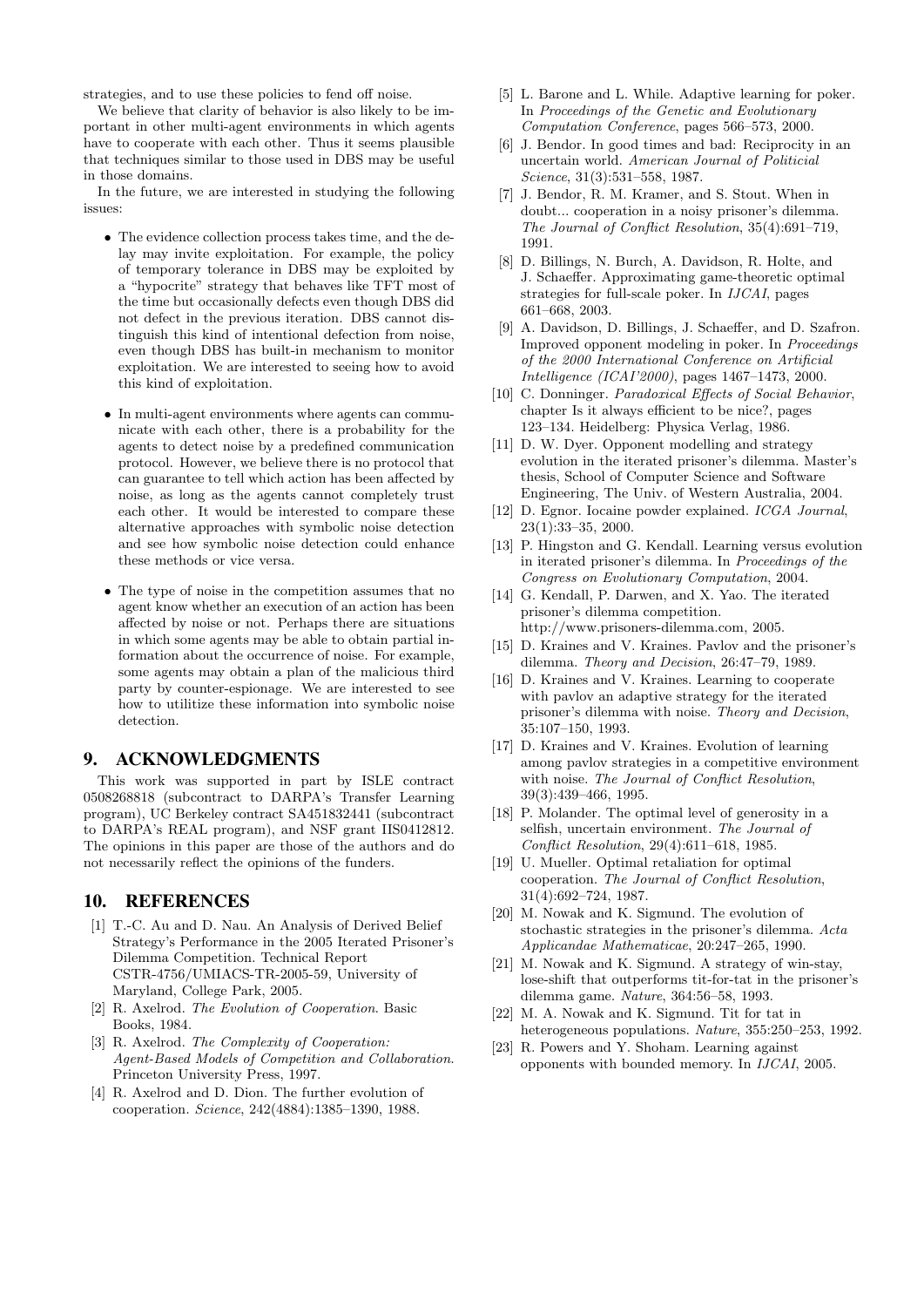strategies, and to use these policies to fend off noise.

We believe that clarity of behavior is also likely to be important in other multi-agent environments in which agents have to cooperate with each other. Thus it seems plausible that techniques similar to those used in DBS may be useful in those domains.

In the future, we are interested in studying the following issues:

- The evidence collection process takes time, and the delay may invite exploitation. For example, the policy of temporary tolerance in DBS may be exploited by a "hypocrite" strategy that behaves like TFT most of the time but occasionally defects even though DBS did not defect in the previous iteration. DBS cannot distinguish this kind of intentional defection from noise, even though DBS has built-in mechanism to monitor exploitation. We are interested to seeing how to avoid this kind of exploitation.

- In multi-agent environments where agents can communicate with each other, there is a probability for the agents to detect noise by a predefined communication protocol. However, we believe there is no protocol that can guarantee to tell which action has been affected by noise, as long as the agents cannot completely trust each other. It would be interested to compare these alternative approaches with symbolic noise detection and see how symbolic noise detection could enhance these methods or vice versa.

- The type of noise in the competition assumes that no agent know whether an execution of an action has been affected by noise or not. Perhaps there are situations in which some agents may be able to obtain partial information about the occurrence of noise. For example, some agents may obtain a plan of the malicious third party by counter-espionage. We are interested to see how to utilitize these information into symbolic noise detection.

## 9. ACKNOWLEDGMENTS

This work was supported in part by ISLE contract 0508268818 (subcontract to DARPA's Transfer Learning program), UC Berkeley contract SA451832441 (subcontract to DARPA's REAL program), and NSF grant IIS0412812. The opinions in this paper are those of the authors and do not necessarily reflect the opinions of the funders.

## 10. REFERENCES

[1] T.-C. Au and D. Nau. An Analysis of Derived Belief Strategy's Performance in the 2005 Iterated Prisoner's Dilemma Competition. Technical Report CSTR-4756/UMIACS-TR-2005-59, University of Maryland, College Park, 2005.

[2] R. Axelrod. *The Evolution of Cooperation*. Basic Books, 1984.

[3] R. Axelrod. *The Complexity of Cooperation: Agent-Based Models of Competition and Collaboration*. Princeton University Press, 1997.

[4] R. Axelrod and D. Dion. The further evolution of cooperation. *Science*, 242(4884):1385–1390, 1988.

[5] L. Barone and L. While. Adaptive learning for poker. In *Proceedings of the Genetic and Evolutionary Computation Conference*, pages 566–573, 2000.

[6] J. Bendor. In good times and bad: Reciprocity in an uncertain world. *American Journal of Politicial Science*, 31(3):531–558, 1987.

[7] J. Bendor, R. M. Kramer, and S. Stout. When in doubt... cooperation in a noisy prisoner's dilemma. *The Journal of Conflict Resolution*, 35(4):691–719, 1991.

[8] D. Billings, N. Burch, A. Davidson, R. Holte, and J. Schaeffer. Approximating game-theoretic optimal strategies for full-scale poker. In *IJCAI*, pages 661–668, 2003.

[9] A. Davidson, D. Billings, J. Schaeffer, and D. Szafron. Improved opponent modeling in poker. In *Proceedings of the 2000 International Conference on Artificial Intelligence (ICAI'2000)*, pages 1467–1473, 2000.

[10] C. Donninger. *Paradoxical Effects of Social Behavior*, chapter Is it always efficient to be nice?, pages 123–134. Heidelberg: Physica Verlag, 1986.

[11] D. W. Dyer. Opponent modelling and strategy evolution in the iterated prisoner's dilemma. Master's thesis, School of Computer Science and Software Engineering, The Univ. of Western Australia, 2004.

[12] D. Egnor. Iocaine powder explained. *ICGA Journal*, 23(1):33–35, 2000.

[13] P. Hingston and G. Kendall. Learning versus evolution in iterated prisoner's dilemma. In *Proceedings of the Congress on Evolutionary Computation*, 2004.

[14] G. Kendall, P. Darwen, and X. Yao. The iterated prisoner's dilemma competition. http://www.prisoners-dilemma.com, 2005.

[15] D. Kraines and V. Kraines. Pavlov and the prisoner's dilemma. *Theory and Decision*, 26:47–79, 1989.

[16] D. Kraines and V. Kraines. Learning to cooperate with pavlov an adaptive strategy for the iterated prisoner's dilemma with noise. *Theory and Decision*, 35:107–150, 1993.

[17] D. Kraines and V. Kraines. Evolution of learning among pavlov strategies in a competitive environment with noise. *The Journal of Conflict Resolution*, 39(3):439–466, 1995.

[18] P. Molander. The optimal level of generosity in a selfish, uncertain environment. *The Journal of Conflict Resolution*, 29(4):611–618, 1985.

[19] U. Mueller. Optimal retaliation for optimal cooperation. *The Journal of Conflict Resolution*, 31(4):692–724, 1987.

[20] M. Nowak and K. Sigmund. The evolution of stochastic strategies in the prisoner's dilemma. *Acta Applicandae Mathematicae*, 20:247–265, 1990.

[21] M. Nowak and K. Sigmund. A strategy of win-stay, lose-shift that outperforms tit-for-tat in the prisoner's dilemma game. *Nature*, 364:56–58, 1993.

[22] M. A. Nowak and K. Sigmund. Tit for tat in heterogeneous populations. *Nature*, 355:250–253, 1992.

[23] R. Powers and Y. Shoham. Learning against opponents with bounded memory. In *IJCAI*, 2005.